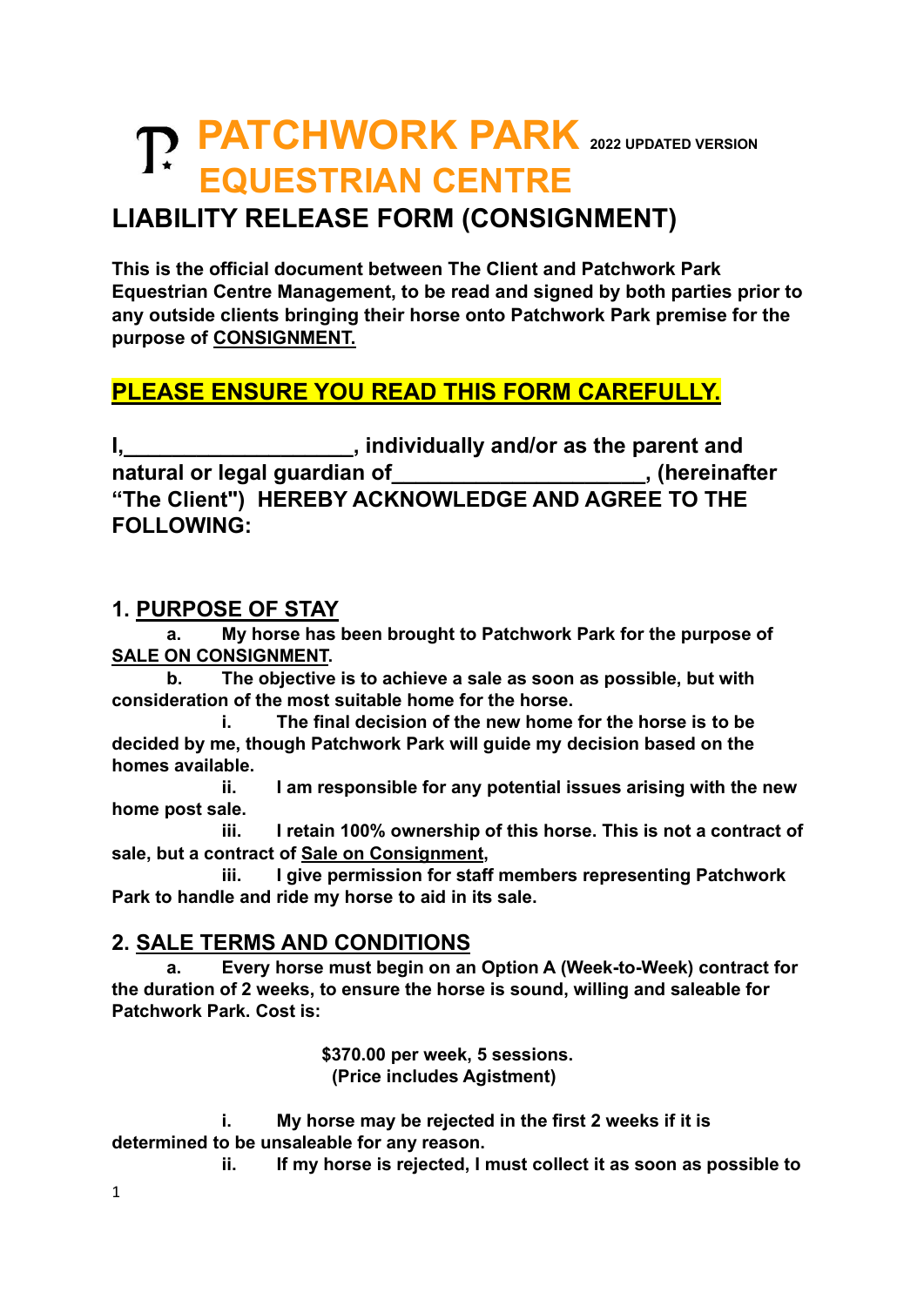# PATCHWORK PARK EQUESTRIAN CENTRE 2022 UPDATED VERSION

## LIABILITY RELEASE FORM (CONSIGNMENT)

**This is the official document between The Client and Patchwork Park Equestrian Centre Management, to be read and signed by both parties prior to any outside clients bringing their horse onto Patchwork Park premise for the purpose of CONSIGNMENT.**

**PLEASE ENSURE YOU READ THIS FORM CAREFULLY.**

**I,___________________, individually and/or as the parent and natural or legal guardian of____________________, (hereinafter "The Client") HEREBY ACKNOWLEDGE AND AGREE TO THE FOLLOWING:**

### 1. PURPOSE OF STAY

**a. My horse has been brought to Patchwork Park for the purpose of SALE ON CONSIGNMENT.**

**b. The objective is to achieve a sale as soon as possible, but with consideration of the most suitable home for the horse.**

**i. The final decision of the new home for the horse is to be decided by me, though Patchwork Park will guide my decision based on the homes available.**

**ii. I am responsible for any potential issues arising with the new home post sale.**

**iii. I retain 100% ownership of this horse. This is not a contract of sale, but a contract of Sale on Consignment,**

**iii. I give permission for staff members representing Patchwork Park to handle and ride my horse to aid in its sale.**

### 2. SALE TERMS AND CONDITIONS

**a. Every horse must begin on an Option A (Week-to-Week) contract for the duration of 2 weeks, to ensure the horse is sound, willing and saleable for Patchwork Park. Cost is:**

**$370.00 per week, 5 sessions.**
**(Price includes Agistment)**

**i. My horse may be rejected in the first 2 weeks if it is determined to be unsaleable for any reason.**

**ii. If my horse is rejected, I must collect it as soon as possible to**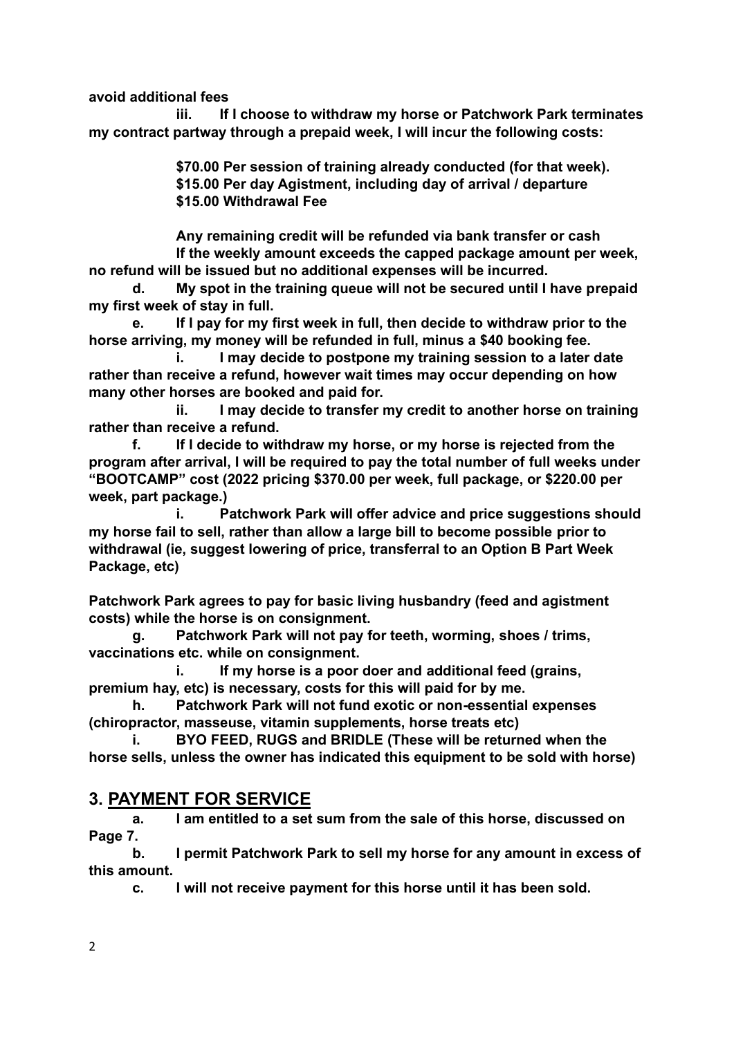**avoid additional fees**

**iii. If I choose to withdraw my horse or Patchwork Park terminates my contract partway through a prepaid week, I will incur the following costs:**

**$70.00 Per session of training already conducted (for that week).**
**$15.00 Per day Agistment, including day of arrival / departure**
**$15.00 Withdrawal Fee**

**Any remaining credit will be refunded via bank transfer or cash**
**If the weekly amount exceeds the capped package amount per week, no refund will be issued but no additional expenses will be incurred.**

**d. My spot in the training queue will not be secured until I have prepaid my first week of stay in full.**

**e. If I pay for my first week in full, then decide to withdraw prior to the horse arriving, my money will be refunded in full, minus a $40 booking fee.**

**i. I may decide to postpone my training session to a later date rather than receive a refund, however wait times may occur depending on how many other horses are booked and paid for.**

**ii. I may decide to transfer my credit to another horse on training rather than receive a refund.**

**f. If I decide to withdraw my horse, or my horse is rejected from the program after arrival, I will be required to pay the total number of full weeks under "BOOTCAMP" cost (2022 pricing $370.00 per week, full package, or $220.00 per week, part package.)**

**i. Patchwork Park will offer advice and price suggestions should my horse fail to sell, rather than allow a large bill to become possible prior to withdrawal (ie, suggest lowering of price, transferral to an Option B Part Week Package, etc)**

**Patchwork Park agrees to pay for basic living husbandry (feed and agistment costs) while the horse is on consignment.**

**g. Patchwork Park will not pay for teeth, worming, shoes / trims, vaccinations etc. while on consignment.**

**i. If my horse is a poor doer and additional feed (grains, premium hay, etc) is necessary, costs for this will paid for by me.**

**h. Patchwork Park will not fund exotic or non-essential expenses (chiropractor, masseuse, vitamin supplements, horse treats etc)**

**i. BYO FEED, RUGS and BRIDLE (These will be returned when the horse sells, unless the owner has indicated this equipment to be sold with horse)**

## 3. PAYMENT FOR SERVICE

**a. I am entitled to a set sum from the sale of this horse, discussed on Page 7.**

**b. I permit Patchwork Park to sell my horse for any amount in excess of this amount.**

**c. I will not receive payment for this horse until it has been sold.**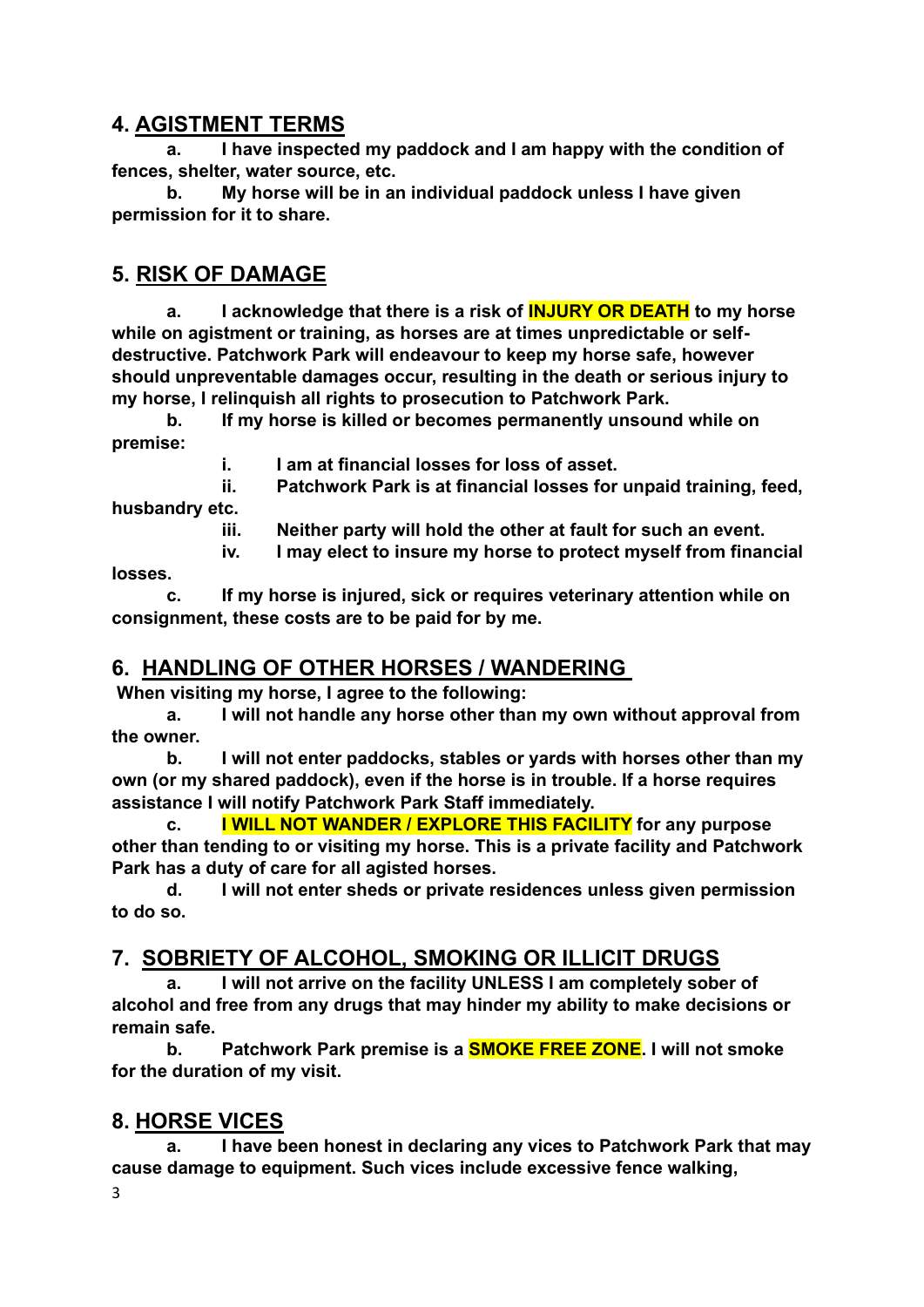## 4. AGISTMENT TERMS

**a. I have inspected my paddock and I am happy with the condition of fences, shelter, water source, etc.**

**b. My horse will be in an individual paddock unless I have given permission for it to share.**

## 5. RISK OF DAMAGE

**a. I acknowledge that there is a risk of INJURY OR DEATH to my horse while on agistment or training, as horses are at times unpredictable or self-destructive. Patchwork Park will endeavour to keep my horse safe, however should unpreventable damages occur, resulting in the death or serious injury to my horse, I relinquish all rights to prosecution to Patchwork Park.**

**b. If my horse is killed or becomes permanently unsound while on premise:**

- **i. I am at financial losses for loss of asset.**
- **ii. Patchwork Park is at financial losses for unpaid training, feed, husbandry etc.**
- **iii. Neither party will hold the other at fault for such an event.**
- **iv. I may elect to insure my horse to protect myself from financial losses.**

**c. If my horse is injured, sick or requires veterinary attention while on consignment, these costs are to be paid for by me.**

## 6. HANDLING OF OTHER HORSES / WANDERING

**When visiting my horse, I agree to the following:**

**a. I will not handle any horse other than my own without approval from the owner.**

**b. I will not enter paddocks, stables or yards with horses other than my own (or my shared paddock), even if the horse is in trouble. If a horse requires assistance I will notify Patchwork Park Staff immediately.**

**c. I WILL NOT WANDER / EXPLORE THIS FACILITY for any purpose other than tending to or visiting my horse. This is a private facility and Patchwork Park has a duty of care for all agisted horses.**

**d. I will not enter sheds or private residences unless given permission to do so.**

## 7. SOBRIETY OF ALCOHOL, SMOKING OR ILLICIT DRUGS

**a. I will not arrive on the facility UNLESS I am completely sober of alcohol and free from any drugs that may hinder my ability to make decisions or remain safe.**

**b. Patchwork Park premise is a SMOKE FREE ZONE. I will not smoke for the duration of my visit.**

## 8. HORSE VICES

**a. I have been honest in declaring any vices to Patchwork Park that may cause damage to equipment. Such vices include excessive fence walking,**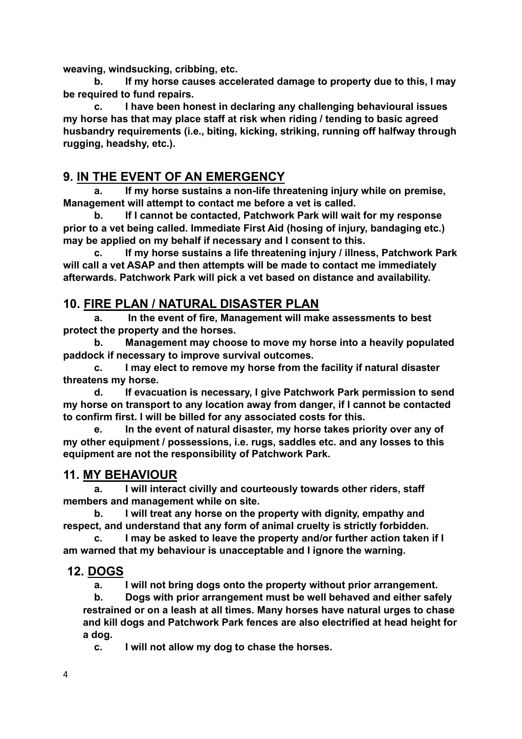**weaving, windsucking, cribbing, etc.**

**b. If my horse causes accelerated damage to property due to this, I may be required to fund repairs.**

**c. I have been honest in declaring any challenging behavioural issues my horse has that may place staff at risk when riding / tending to basic agreed husbandry requirements (i.e., biting, kicking, striking, running off halfway through rugging, headshy, etc.).**

## 9. IN THE EVENT OF AN EMERGENCY

**a. If my horse sustains a non-life threatening injury while on premise, Management will attempt to contact me before a vet is called.**

**b. If I cannot be contacted, Patchwork Park will wait for my response prior to a vet being called. Immediate First Aid (hosing of injury, bandaging etc.) may be applied on my behalf if necessary and I consent to this.**

**c. If my horse sustains a life threatening injury / illness, Patchwork Park will call a vet ASAP and then attempts will be made to contact me immediately afterwards. Patchwork Park will pick a vet based on distance and availability.**

## 10. FIRE PLAN / NATURAL DISASTER PLAN

**a. In the event of fire, Management will make assessments to best protect the property and the horses.**

**b. Management may choose to move my horse into a heavily populated paddock if necessary to improve survival outcomes.**

**c. I may elect to remove my horse from the facility if natural disaster threatens my horse.**

**d. If evacuation is necessary, I give Patchwork Park permission to send my horse on transport to any location away from danger, if I cannot be contacted to confirm first. I will be billed for any associated costs for this.**

**e. In the event of natural disaster, my horse takes priority over any of my other equipment / possessions, i.e. rugs, saddles etc. and any losses to this equipment are not the responsibility of Patchwork Park.**

## 11. MY BEHAVIOUR

**a. I will interact civilly and courteously towards other riders, staff members and management while on site.**

**b. I will treat any horse on the property with dignity, empathy and respect, and understand that any form of animal cruelty is strictly forbidden.**

**c. I may be asked to leave the property and/or further action taken if I am warned that my behaviour is unacceptable and I ignore the warning.**

## 12. DOGS

**a. I will not bring dogs onto the property without prior arrangement.**

**b. Dogs with prior arrangement must be well behaved and either safely restrained or on a leash at all times. Many horses have natural urges to chase and kill dogs and Patchwork Park fences are also electrified at head height for a dog.**

**c. I will not allow my dog to chase the horses.**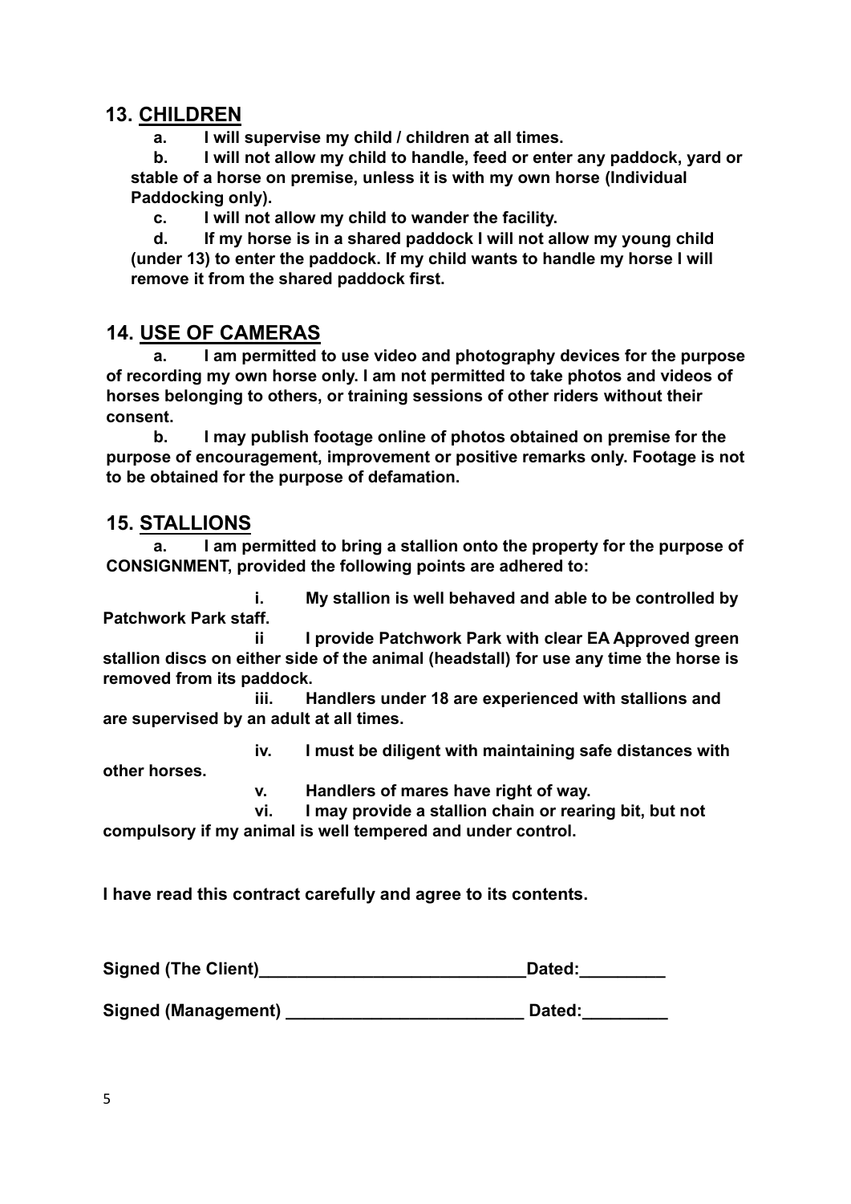## 13. CHILDREN

**a. I will supervise my child / children at all times.**

**b. I will not allow my child to handle, feed or enter any paddock, yard or stable of a horse on premise, unless it is with my own horse (Individual Paddocking only).**

**c. I will not allow my child to wander the facility.**

**d. If my horse is in a shared paddock I will not allow my young child (under 13) to enter the paddock. If my child wants to handle my horse I will remove it from the shared paddock first.**

## 14. USE OF CAMERAS

**a. I am permitted to use video and photography devices for the purpose of recording my own horse only. I am not permitted to take photos and videos of horses belonging to others, or training sessions of other riders without their consent.**

**b. I may publish footage online of photos obtained on premise for the purpose of encouragement, improvement or positive remarks only. Footage is not to be obtained for the purpose of defamation.**

## 15. STALLIONS

**a. I am permitted to bring a stallion onto the property for the purpose of CONSIGNMENT, provided the following points are adhered to:**

**i. My stallion is well behaved and able to be controlled by Patchwork Park staff.**

**ii I provide Patchwork Park with clear EA Approved green stallion discs on either side of the animal (headstall) for use any time the horse is removed from its paddock.**

**iii. Handlers under 18 are experienced with stallions and are supervised by an adult at all times.**

**iv. I must be diligent with maintaining safe distances with other horses.**

**v. Handlers of mares have right of way.**

**vi. I may provide a stallion chain or rearing bit, but not compulsory if my animal is well tempered and under control.**

**I have read this contract carefully and agree to its contents.**

**Signed (The Client)____________________________Dated:_________**

**Signed (Management) _________________________ Dated:_________**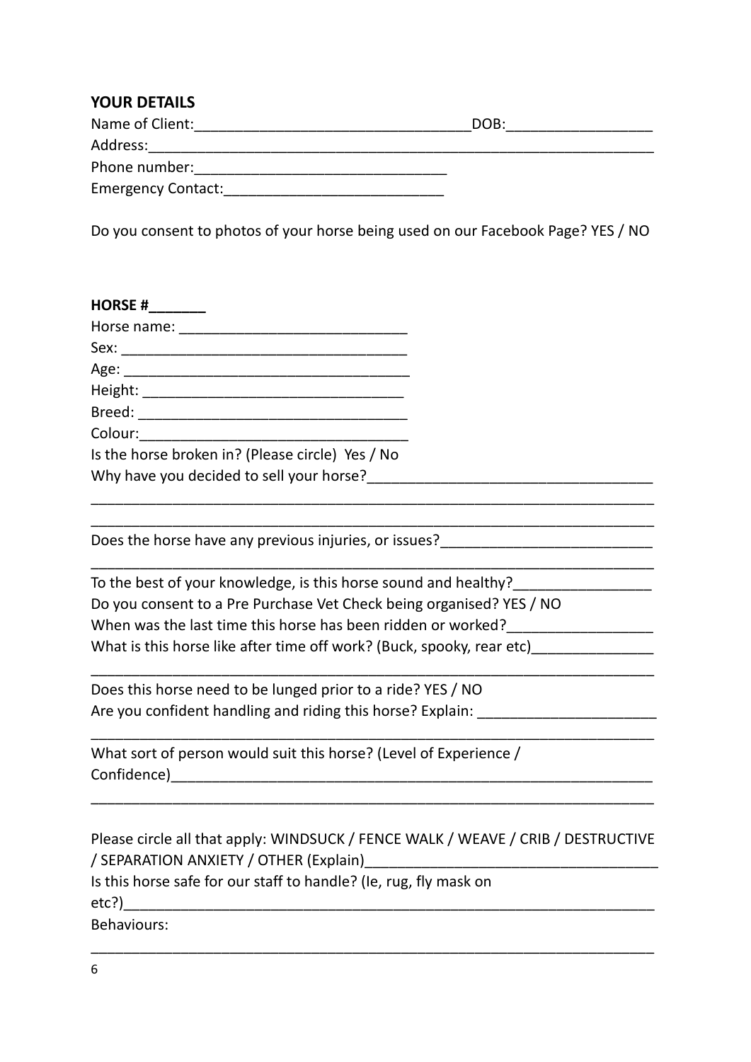## YOUR DETAILS

Name of Client:_________________________________DOB:_________________

Address:______________________________________________________________

Phone number:______________________________

Emergency Contact:___________________________

Do you consent to photos of your horse being used on our Facebook Page? YES / NO

**HORSE #_______**

Horse name: ___________________________

Sex: __________________________________

Age: __________________________________

Height: _______________________________

Breed: ________________________________

Colour:________________________________

Is the horse broken in? (Please circle) Yes / No

Why have you decided to sell your horse?_________________________________

______________________________________________________________________

______________________________________________________________________

Does the horse have any previous injuries, or issues?_________________________

______________________________________________________________________

To the best of your knowledge, is this horse sound and healthy?________________

Do you consent to a Pre Purchase Vet Check being organised? YES / NO

When was the last time this horse has been ridden or worked?_________________

What is this horse like after time off work? (Buck, spooky, rear etc)______________

______________________________________________________________________

Does this horse need to be lunged prior to a ride? YES / NO

Are you confident handling and riding this horse? Explain: _____________________

______________________________________________________________________

What sort of person would suit this horse? (Level of Experience / Confidence)____________________________________________________________

______________________________________________________________________

Please circle all that apply: WINDSUCK / FENCE WALK / WEAVE / CRIB / DESTRUCTIVE / SEPARATION ANXIETY / OTHER (Explain)____________________________________

Is this horse safe for our staff to handle? (Ie, rug, fly mask on etc?)__________________________________________________________________

Behaviours:

______________________________________________________________________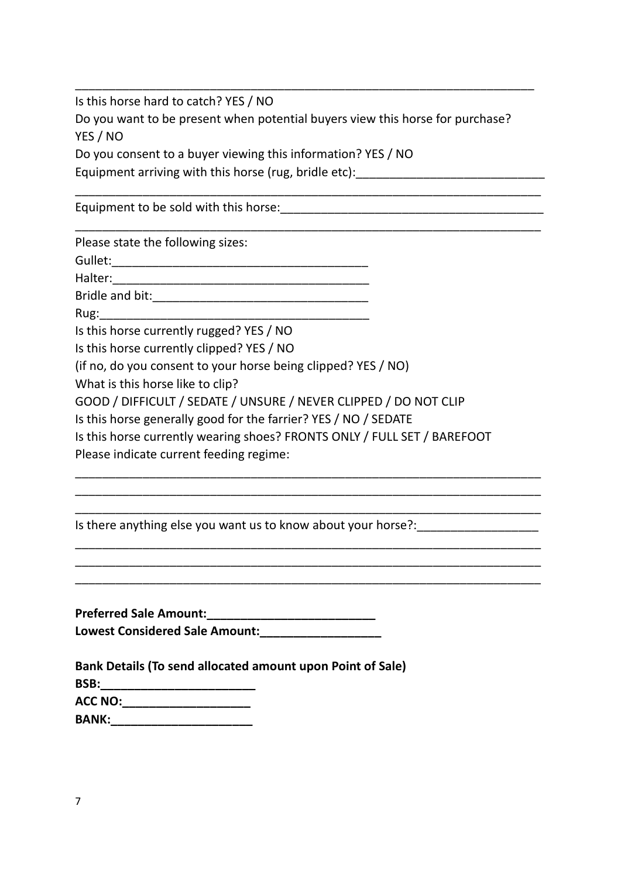_____________________________________________________________________

Is this horse hard to catch? YES / NO

Do you want to be present when potential buyers view this horse for purchase? YES / NO

Do you consent to a buyer viewing this information? YES / NO

Equipment arriving with this horse (rug, bridle etc):___________________________

_____________________________________________________________________

Equipment to be sold with this horse:______________________________________

_____________________________________________________________________

Please state the following sizes:

Gullet:_____________________________________

Halter:_____________________________________

Bridle and bit:_______________________________

Rug:_______________________________________

Is this horse currently rugged? YES / NO

Is this horse currently clipped? YES / NO

(if no, do you consent to your horse being clipped? YES / NO)

What is this horse like to clip?

GOOD / DIFFICULT / SEDATE / UNSURE / NEVER CLIPPED / DO NOT CLIP

Is this horse generally good for the farrier? YES / NO / SEDATE

Is this horse currently wearing shoes? FRONTS ONLY / FULL SET / BAREFOOT

Please indicate current feeding regime:

_____________________________________________________________________

_____________________________________________________________________

_____________________________________________________________________

Is there anything else you want us to know about your horse?:_________________

_____________________________________________________________________

_____________________________________________________________________

_____________________________________________________________________

**Preferred Sale Amount:_________________________**

**Lowest Considered Sale Amount:__________________**

**Bank Details (To send allocated amount upon Point of Sale)**

**BSB:_______________________**

**ACC NO:___________________**

**BANK:_____________________**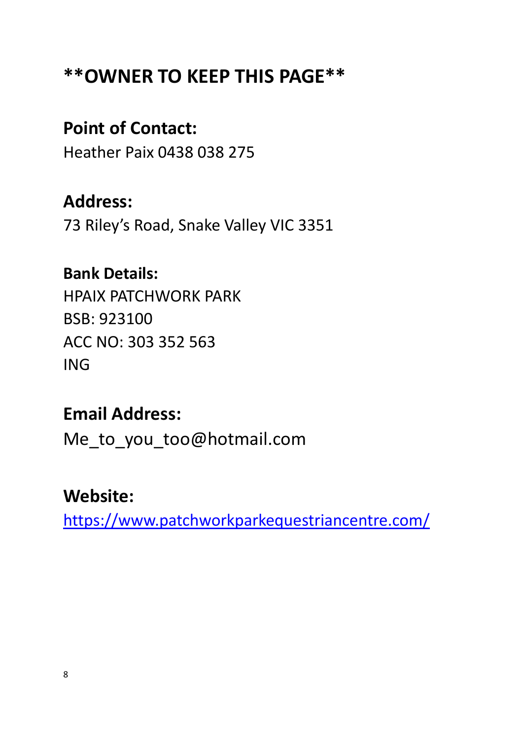## **OWNER TO KEEP THIS PAGE**

**Point of Contact:**
Heather Paix 0438 038 275

**Address:**
73 Riley's Road, Snake Valley VIC 3351

**Bank Details:**
HPAIX PATCHWORK PARK
BSB: 923100
ACC NO: 303 352 563
ING

**Email Address:**
Me_to_you_too@hotmail.com

**Website:**
[https://www.patchworkparkequestriancentre.com/](https://www.patchworkparkequestriancentre.com/)